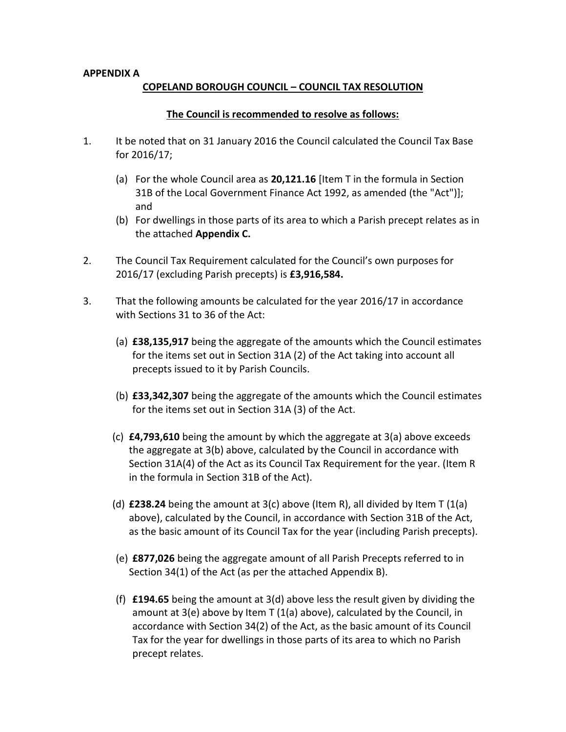**APPENDIX A**

**COPELAND BOROUGH COUNCIL – COUNCIL TAX RESOLUTION**

**The Council is recommended to resolve as follows:**

1. It be noted that on 31 January 2016 the Council calculated the Council Tax Base for 2016/17;

   (a) For the whole Council area as **20,121.16** [Item T in the formula in Section 31B of the Local Government Finance Act 1992, as amended (the "Act")]; and

   (b) For dwellings in those parts of its area to which a Parish precept relates as in the attached **Appendix C.**

2. The Council Tax Requirement calculated for the Council's own purposes for 2016/17 (excluding Parish precepts) is **£3,916,584.**

3. That the following amounts be calculated for the year 2016/17 in accordance with Sections 31 to 36 of the Act:

   (a) **£38,135,917** being the aggregate of the amounts which the Council estimates for the items set out in Section 31A (2) of the Act taking into account all precepts issued to it by Parish Councils.

   (b) **£33,342,307** being the aggregate of the amounts which the Council estimates for the items set out in Section 31A (3) of the Act.

   (c) **£4,793,610** being the amount by which the aggregate at 3(a) above exceeds the aggregate at 3(b) above, calculated by the Council in accordance with Section 31A(4) of the Act as its Council Tax Requirement for the year. (Item R in the formula in Section 31B of the Act).

   (d) **£238.24** being the amount at 3(c) above (Item R), all divided by Item T (1(a) above), calculated by the Council, in accordance with Section 31B of the Act, as the basic amount of its Council Tax for the year (including Parish precepts).

   (e) **£877,026** being the aggregate amount of all Parish Precepts referred to in Section 34(1) of the Act (as per the attached Appendix B).

   (f) **£194.65** being the amount at 3(d) above less the result given by dividing the amount at 3(e) above by Item T (1(a) above), calculated by the Council, in accordance with Section 34(2) of the Act, as the basic amount of its Council Tax for the year for dwellings in those parts of its area to which no Parish precept relates.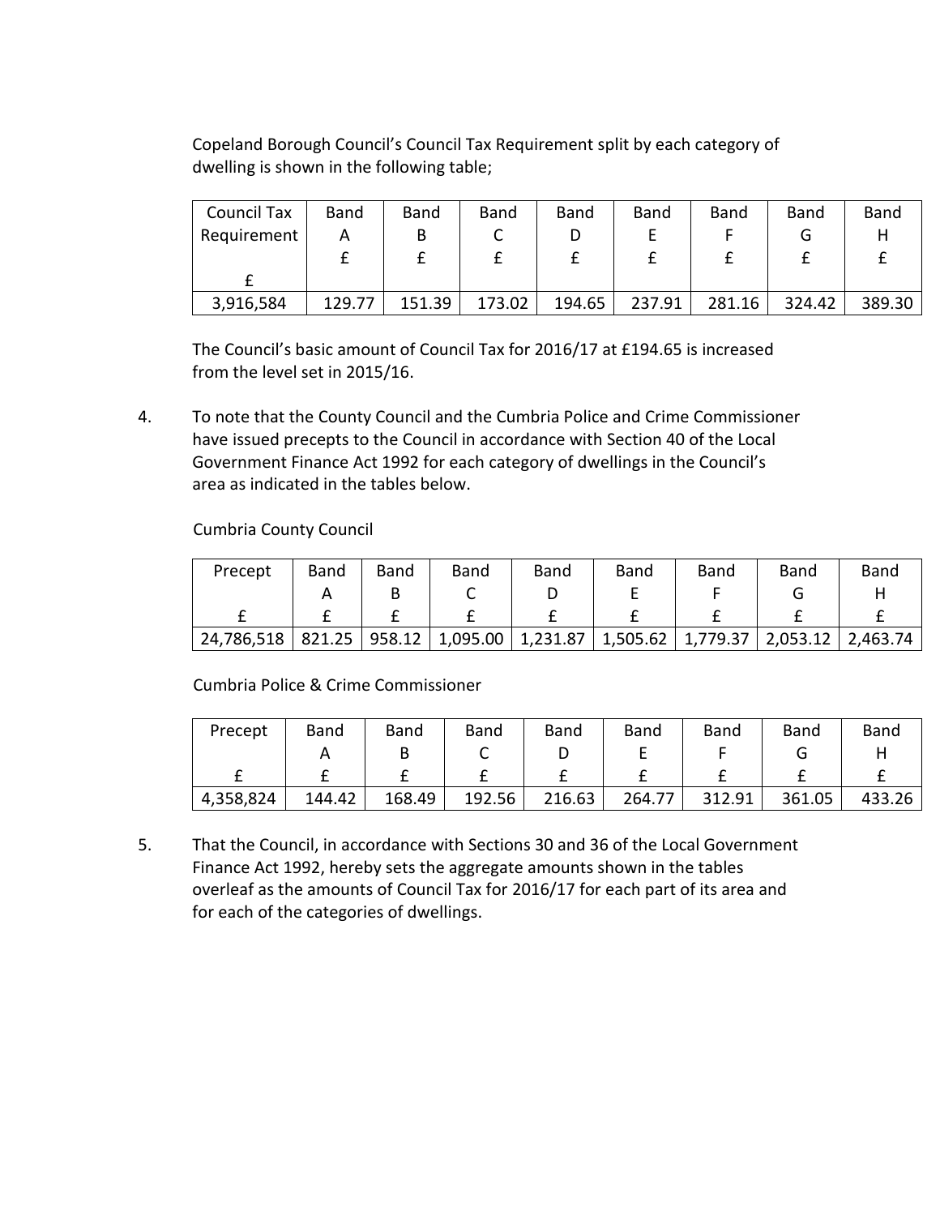Copeland Borough Council's Council Tax Requirement split by each category of dwelling is shown in the following table;

| Council Tax Requirement £ | Band A £ | Band B £ | Band C £ | Band D £ | Band E £ | Band F £ | Band G £ | Band H £ |
|---|---|---|---|---|---|---|---|---|
| 3,916,584 | 129.77 | 151.39 | 173.02 | 194.65 | 237.91 | 281.16 | 324.42 | 389.30 |

The Council's basic amount of Council Tax for 2016/17 at £194.65 is increased from the level set in 2015/16.

4. To note that the County Council and the Cumbria Police and Crime Commissioner have issued precepts to the Council in accordance with Section 40 of the Local Government Finance Act 1992 for each category of dwellings in the Council's area as indicated in the tables below.

Cumbria County Council

| Precept £ | Band A £ | Band B £ | Band C £ | Band D £ | Band E £ | Band F £ | Band G £ | Band H £ |
|---|---|---|---|---|---|---|---|---|
| 24,786,518 | 821.25 | 958.12 | 1,095.00 | 1,231.87 | 1,505.62 | 1,779.37 | 2,053.12 | 2,463.74 |

Cumbria Police & Crime Commissioner

| Precept £ | Band A £ | Band B £ | Band C £ | Band D £ | Band E £ | Band F £ | Band G £ | Band H £ |
|---|---|---|---|---|---|---|---|---|
| 4,358,824 | 144.42 | 168.49 | 192.56 | 216.63 | 264.77 | 312.91 | 361.05 | 433.26 |

5. That the Council, in accordance with Sections 30 and 36 of the Local Government Finance Act 1992, hereby sets the aggregate amounts shown in the tables overleaf as the amounts of Council Tax for 2016/17 for each part of its area and for each of the categories of dwellings.